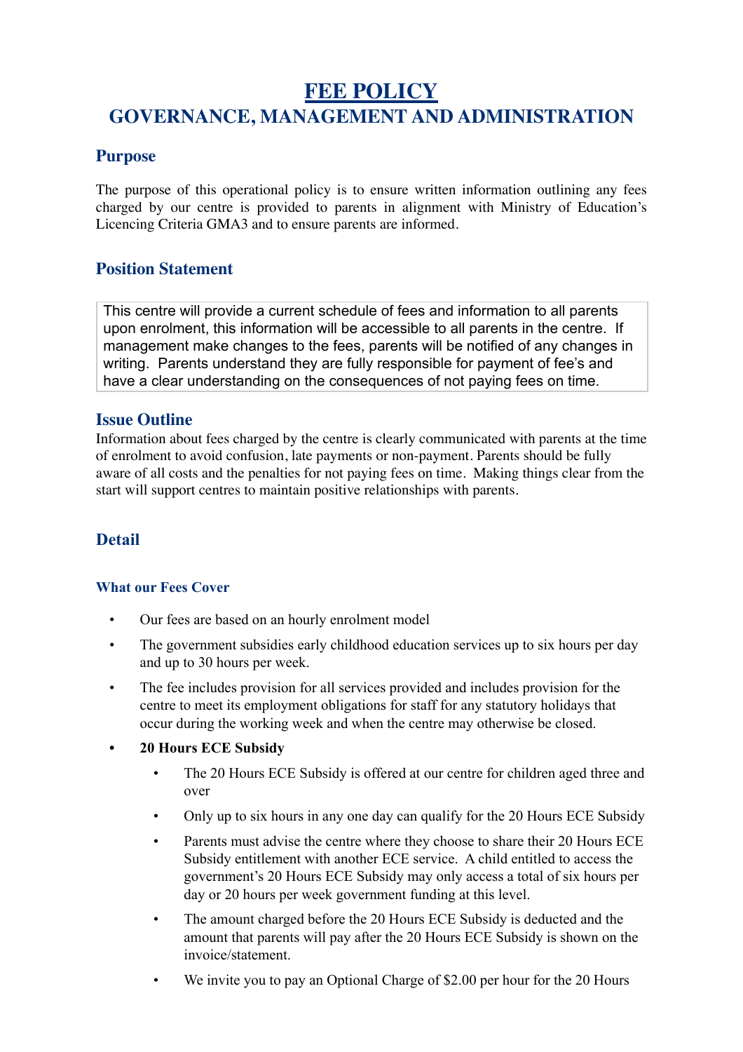# FEE POLICY

# GOVERNANCE, MANAGEMENT AND ADMINISTRATION

## Purpose

The purpose of this operational policy is to ensure written information outlining any fees charged by our centre is provided to parents in alignment with Ministry of Education's Licencing Criteria GMA3 and to ensure parents are informed.

## Position Statement

> This centre will provide a current schedule of fees and information to all parents upon enrolment, this information will be accessible to all parents in the centre. If management make changes to the fees, parents will be notified of any changes in writing. Parents understand they are fully responsible for payment of fee's and have a clear understanding on the consequences of not paying fees on time.

## Issue Outline

Information about fees charged by the centre is clearly communicated with parents at the time of enrolment to avoid confusion, late payments or non-payment. Parents should be fully aware of all costs and the penalties for not paying fees on time. Making things clear from the start will support centres to maintain positive relationships with parents.

## Detail

### What our Fees Cover

- Our fees are based on an hourly enrolment model
- The government subsidies early childhood education services up to six hours per day and up to 30 hours per week.
- The fee includes provision for all services provided and includes provision for the centre to meet its employment obligations for staff for any statutory holidays that occur during the working week and when the centre may otherwise be closed.
- **20 Hours ECE Subsidy**
  - The 20 Hours ECE Subsidy is offered at our centre for children aged three and over
  - Only up to six hours in any one day can qualify for the 20 Hours ECE Subsidy
  - Parents must advise the centre where they choose to share their 20 Hours ECE Subsidy entitlement with another ECE service. A child entitled to access the government's 20 Hours ECE Subsidy may only access a total of six hours per day or 20 hours per week government funding at this level.
  - The amount charged before the 20 Hours ECE Subsidy is deducted and the amount that parents will pay after the 20 Hours ECE Subsidy is shown on the invoice/statement.
  - We invite you to pay an Optional Charge of $2.00 per hour for the 20 Hours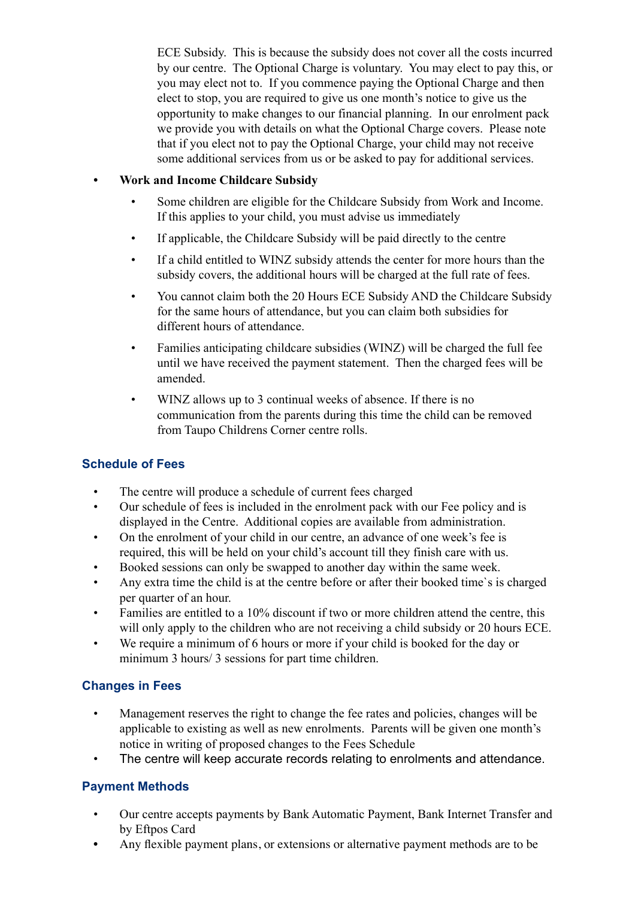ECE Subsidy. This is because the subsidy does not cover all the costs incurred by our centre. The Optional Charge is voluntary. You may elect to pay this, or you may elect not to. If you commence paying the Optional Charge and then elect to stop, you are required to give us one month's notice to give us the opportunity to make changes to our financial planning. In our enrolment pack we provide you with details on what the Optional Charge covers. Please note that if you elect not to pay the Optional Charge, your child may not receive some additional services from us or be asked to pay for additional services.

- **Work and Income Childcare Subsidy**
  - Some children are eligible for the Childcare Subsidy from Work and Income. If this applies to your child, you must advise us immediately
  - If applicable, the Childcare Subsidy will be paid directly to the centre
  - If a child entitled to WINZ subsidy attends the center for more hours than the subsidy covers, the additional hours will be charged at the full rate of fees.
  - You cannot claim both the 20 Hours ECE Subsidy AND the Childcare Subsidy for the same hours of attendance, but you can claim both subsidies for different hours of attendance.
  - Families anticipating childcare subsidies (WINZ) will be charged the full fee until we have received the payment statement. Then the charged fees will be amended.
  - WINZ allows up to 3 continual weeks of absence. If there is no communication from the parents during this time the child can be removed from Taupo Childrens Corner centre rolls.

## Schedule of Fees

- The centre will produce a schedule of current fees charged
- Our schedule of fees is included in the enrolment pack with our Fee policy and is displayed in the Centre. Additional copies are available from administration.
- On the enrolment of your child in our centre, an advance of one week's fee is required, this will be held on your child's account till they finish care with us.
- Booked sessions can only be swapped to another day within the same week.
- Any extra time the child is at the centre before or after their booked time`s is charged per quarter of an hour.
- Families are entitled to a 10% discount if two or more children attend the centre, this will only apply to the children who are not receiving a child subsidy or 20 hours ECE.
- We require a minimum of 6 hours or more if your child is booked for the day or minimum 3 hours/ 3 sessions for part time children.

## Changes in Fees

- Management reserves the right to change the fee rates and policies, changes will be applicable to existing as well as new enrolments. Parents will be given one month's notice in writing of proposed changes to the Fees Schedule
- The centre will keep accurate records relating to enrolments and attendance.

## Payment Methods

- Our centre accepts payments by Bank Automatic Payment, Bank Internet Transfer and by Eftpos Card
- Any flexible payment plans, or extensions or alternative payment methods are to be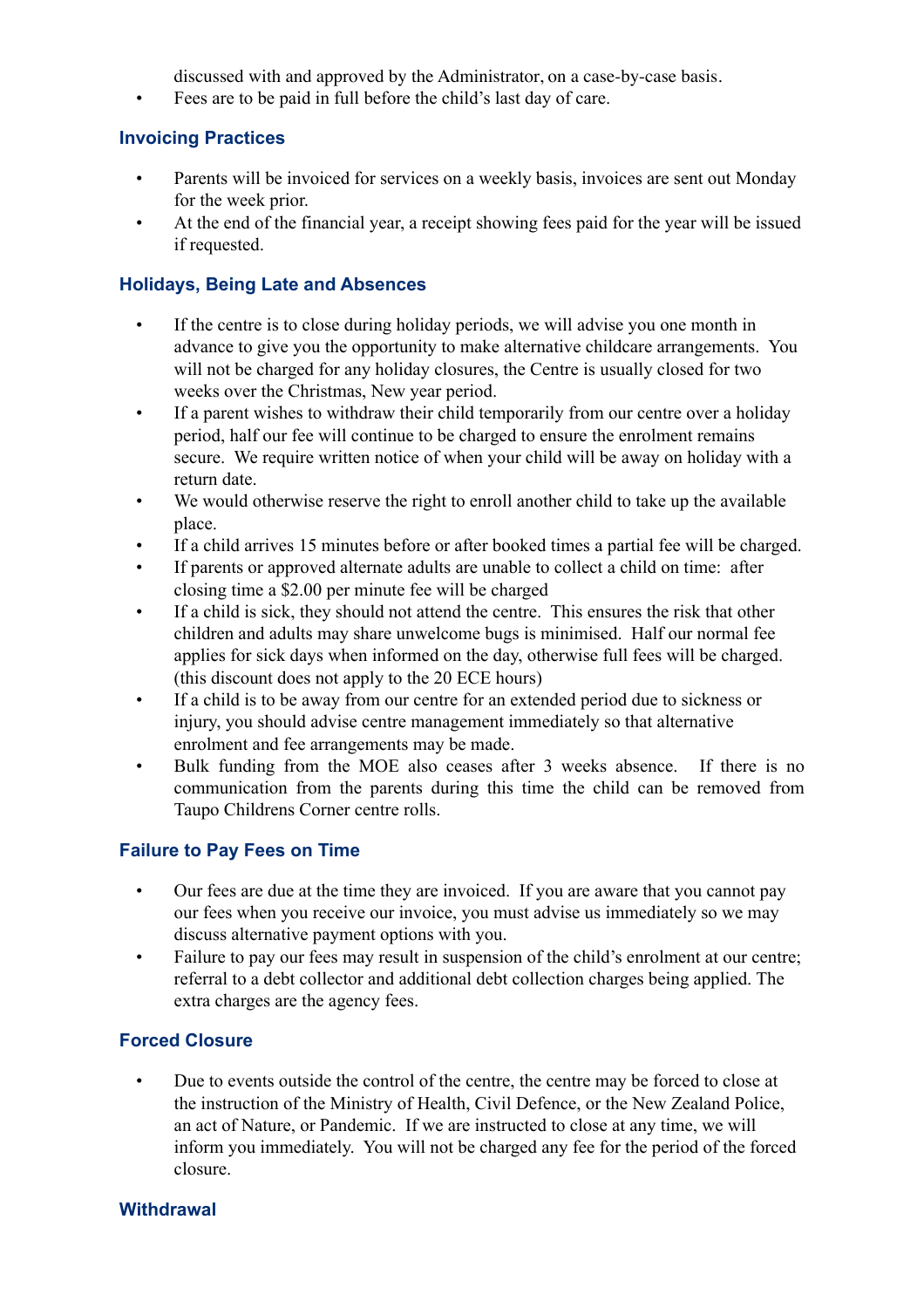discussed with and approved by the Administrator, on a case-by-case basis.

- Fees are to be paid in full before the child's last day of care.

### Invoicing Practices

- Parents will be invoiced for services on a weekly basis, invoices are sent out Monday for the week prior.
- At the end of the financial year, a receipt showing fees paid for the year will be issued if requested.

### Holidays, Being Late and Absences

- If the centre is to close during holiday periods, we will advise you one month in advance to give you the opportunity to make alternative childcare arrangements. You will not be charged for any holiday closures, the Centre is usually closed for two weeks over the Christmas, New year period.
- If a parent wishes to withdraw their child temporarily from our centre over a holiday period, half our fee will continue to be charged to ensure the enrolment remains secure. We require written notice of when your child will be away on holiday with a return date.
- We would otherwise reserve the right to enroll another child to take up the available place.
- If a child arrives 15 minutes before or after booked times a partial fee will be charged.
- If parents or approved alternate adults are unable to collect a child on time: after closing time a $2.00 per minute fee will be charged
- If a child is sick, they should not attend the centre. This ensures the risk that other children and adults may share unwelcome bugs is minimised. Half our normal fee applies for sick days when informed on the day, otherwise full fees will be charged. (this discount does not apply to the 20 ECE hours)
- If a child is to be away from our centre for an extended period due to sickness or injury, you should advise centre management immediately so that alternative enrolment and fee arrangements may be made.
- Bulk funding from the MOE also ceases after 3 weeks absence. If there is no communication from the parents during this time the child can be removed from Taupo Childrens Corner centre rolls.

### Failure to Pay Fees on Time

- Our fees are due at the time they are invoiced. If you are aware that you cannot pay our fees when you receive our invoice, you must advise us immediately so we may discuss alternative payment options with you.
- Failure to pay our fees may result in suspension of the child's enrolment at our centre; referral to a debt collector and additional debt collection charges being applied. The extra charges are the agency fees.

### Forced Closure

- Due to events outside the control of the centre, the centre may be forced to close at the instruction of the Ministry of Health, Civil Defence, or the New Zealand Police, an act of Nature, or Pandemic. If we are instructed to close at any time, we will inform you immediately. You will not be charged any fee for the period of the forced closure.

### Withdrawal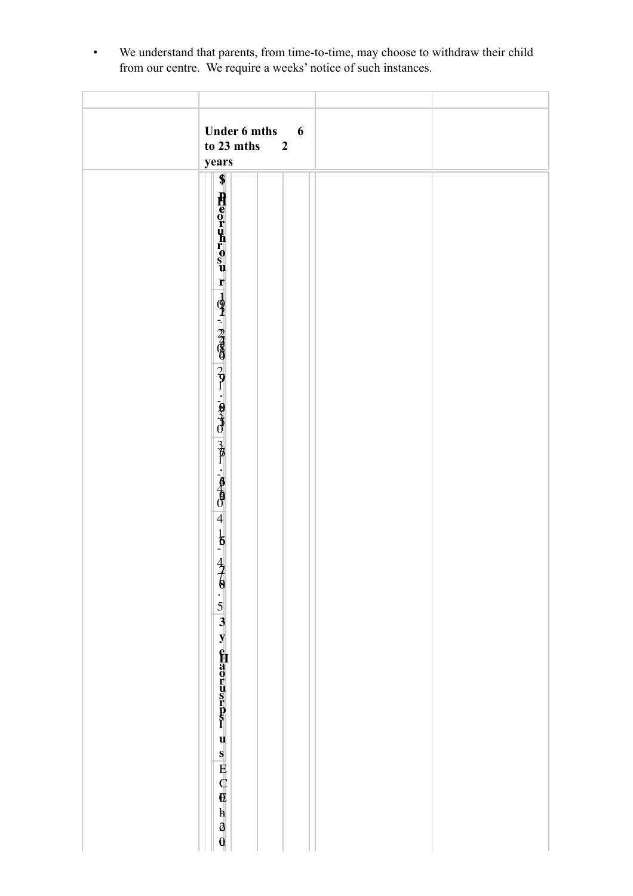- We understand that parents, from time-to-time, may choose to withdraw their child from our centre. We require a weeks' notice of such instances.

| | | | |
|---|---|---|---|
| | Under 6 mths 6 to 23 mths 2 years | | |
| | $ pHeoruhrosu r 1 0 2 2 - 2 2 6 4 8 0 2 9 1 . 9 3 3 0 5 3 7 1 - 4 6 4 9 0 0 4 1 6 - 4 7 2 8 . 5 3 y eHaorusrpsl u s E C E h 2 0 | | |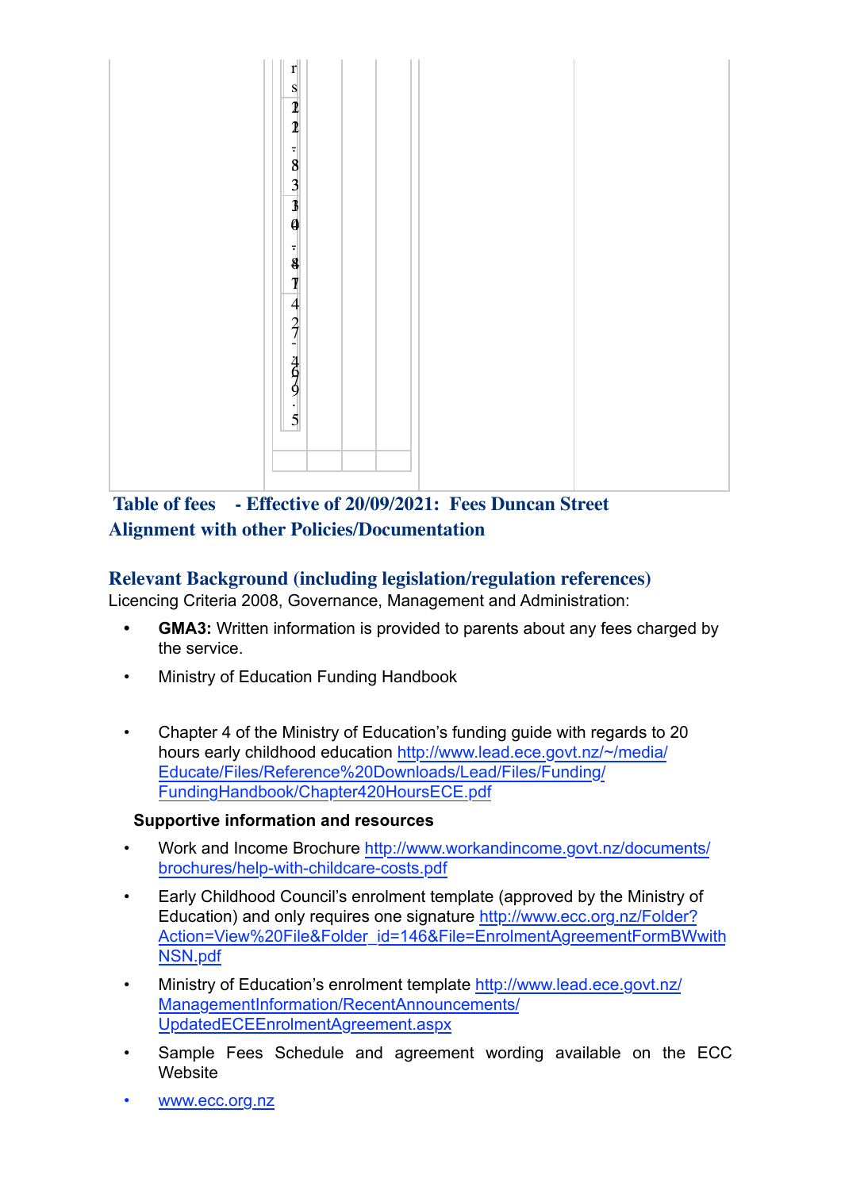| | | | | | | |
|---|---|---|---|---|---|---|
| | rs 22 - 83 30 - 87 / 31 - 81 427 - 469.5 | | | | | |
| | | | | | | |

**Table of fees - Effective of 20/09/2021: Fees Duncan Street**

## Alignment with other Policies/Documentation

## Relevant Background (including legislation/regulation references)

Licencing Criteria 2008, Governance, Management and Administration:

- **GMA3:** Written information is provided to parents about any fees charged by the service.
- Ministry of Education Funding Handbook
- Chapter 4 of the Ministry of Education's funding guide with regards to 20 hours early childhood education http://www.lead.ece.govt.nz/~/media/Educate/Files/Reference%20Downloads/Lead/Files/Funding/FundingHandbook/Chapter420HoursECE.pdf

**Supportive information and resources**

- Work and Income Brochure http://www.workandincome.govt.nz/documents/brochures/help-with-childcare-costs.pdf
- Early Childhood Council's enrolment template (approved by the Ministry of Education) and only requires one signature http://www.ecc.org.nz/Folder?Action=View%20File&Folder_id=146&File=EnrolmentAgreementFormBWwithNSN.pdf
- Ministry of Education's enrolment template http://www.lead.ece.govt.nz/ManagementInformation/RecentAnnouncements/UpdatedECEEnrolmentAgreement.aspx
- Sample Fees Schedule and agreement wording available on the ECC Website
- www.ecc.org.nz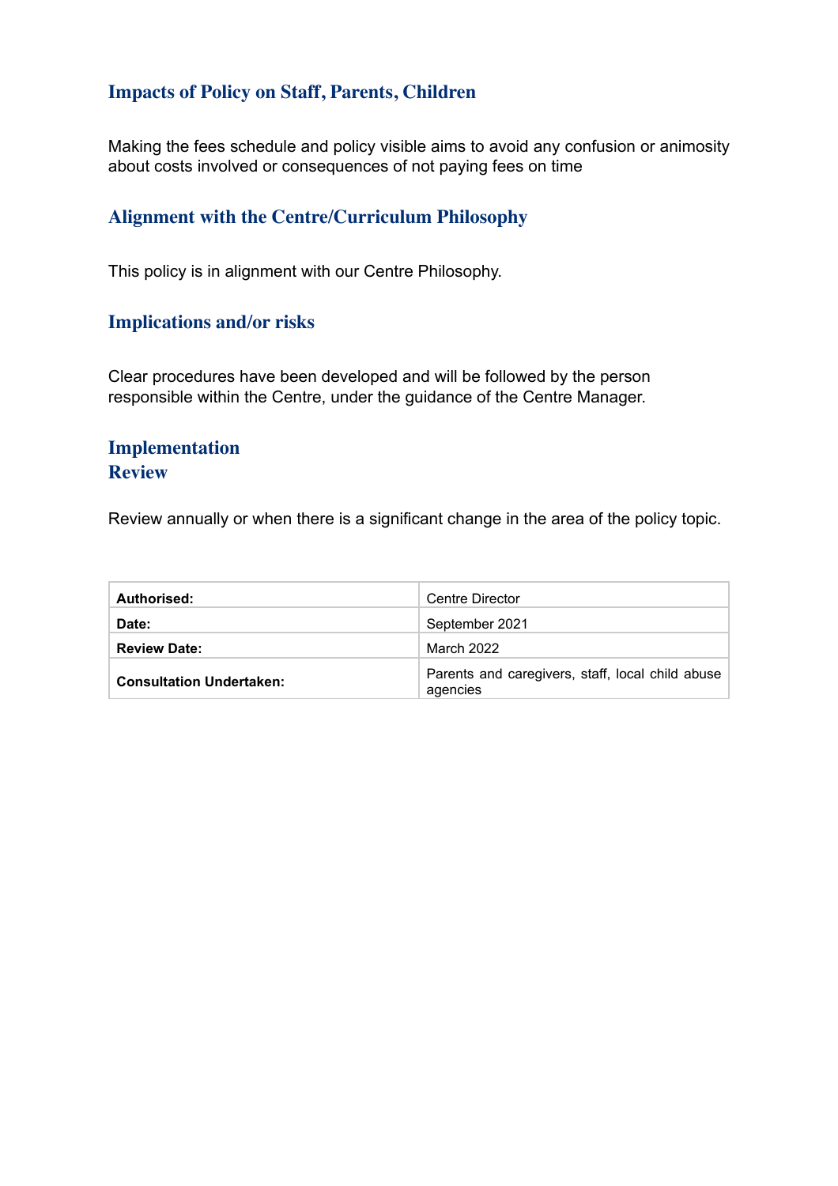## Impacts of Policy on Staff, Parents, Children

Making the fees schedule and policy visible aims to avoid any confusion or animosity about costs involved or consequences of not paying fees on time

## Alignment with the Centre/Curriculum Philosophy

This policy is in alignment with our Centre Philosophy.

## Implications and/or risks

Clear procedures have been developed and will be followed by the person responsible within the Centre, under the guidance of the Centre Manager.

## Implementation

## Review

Review annually or when there is a significant change in the area of the policy topic.

| | |
|---|---|
| **Authorised:** | Centre Director |
| **Date:** | September 2021 |
| **Review Date:** | March 2022 |
| **Consultation Undertaken:** | Parents and caregivers, staff, local child abuse agencies |